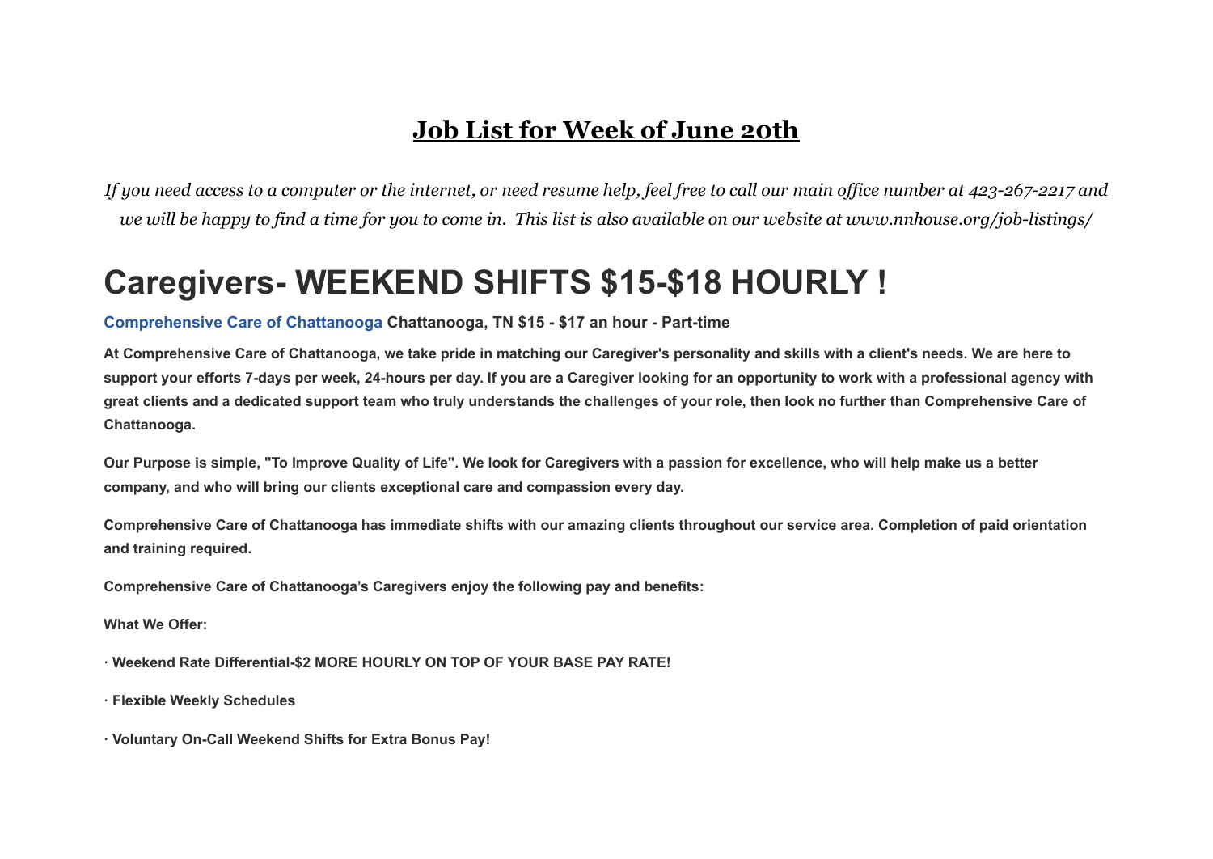# Job List for Week of June 20th

*If you need access to a computer or the internet, or need resume help, feel free to call our main office number at 423-267-2217 and we will be happy to find a time for you to come in. This list is also available on our website at www.nnhouse.org/job-listings/*

## Caregivers- WEEKEND SHIFTS $15-$18 HOURLY !

**Comprehensive Care of Chattanooga Chattanooga, TN $15 - $17 an hour - Part-time**

**At Comprehensive Care of Chattanooga, we take pride in matching our Caregiver's personality and skills with a client's needs. We are here to support your efforts 7-days per week, 24-hours per day. If you are a Caregiver looking for an opportunity to work with a professional agency with great clients and a dedicated support team who truly understands the challenges of your role, then look no further than Comprehensive Care of Chattanooga.**

**Our Purpose is simple, "To Improve Quality of Life". We look for Caregivers with a passion for excellence, who will help make us a better company, and who will bring our clients exceptional care and compassion every day.**

**Comprehensive Care of Chattanooga has immediate shifts with our amazing clients throughout our service area. Completion of paid orientation and training required.**

**Comprehensive Care of Chattanooga's Caregivers enjoy the following pay and benefits:**

**What We Offer:**

**· Weekend Rate Differential-$2 MORE HOURLY ON TOP OF YOUR BASE PAY RATE!**

**· Flexible Weekly Schedules**

**· Voluntary On-Call Weekend Shifts for Extra Bonus Pay!**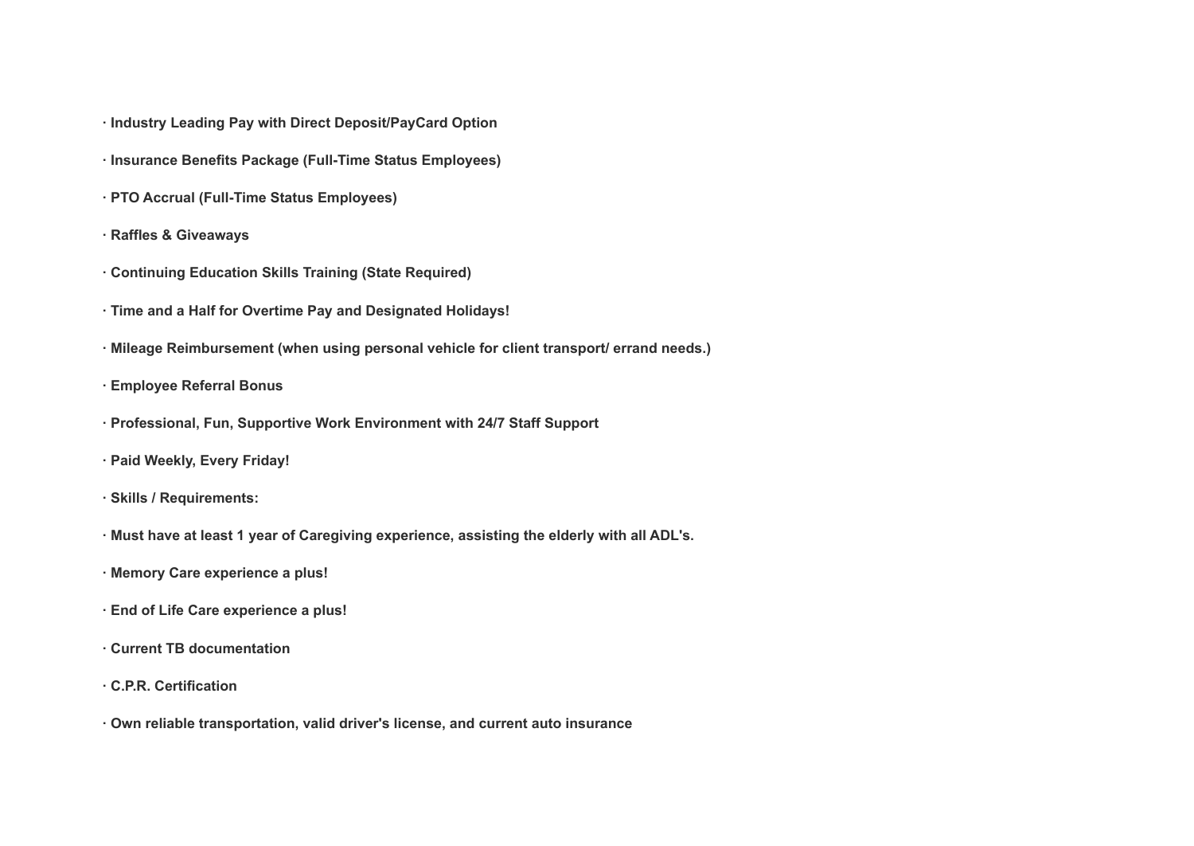**· Industry Leading Pay with Direct Deposit/PayCard Option**

**· Insurance Benefits Package (Full-Time Status Employees)**

**· PTO Accrual (Full-Time Status Employees)**

**· Raffles & Giveaways**

**· Continuing Education Skills Training (State Required)**

**· Time and a Half for Overtime Pay and Designated Holidays!**

**· Mileage Reimbursement (when using personal vehicle for client transport/ errand needs.)**

**· Employee Referral Bonus**

**· Professional, Fun, Supportive Work Environment with 24/7 Staff Support**

**· Paid Weekly, Every Friday!**

**· Skills / Requirements:**

**· Must have at least 1 year of Caregiving experience, assisting the elderly with all ADL's.**

**· Memory Care experience a plus!**

**· End of Life Care experience a plus!**

**· Current TB documentation**

**· C.P.R. Certification**

**· Own reliable transportation, valid driver's license, and current auto insurance**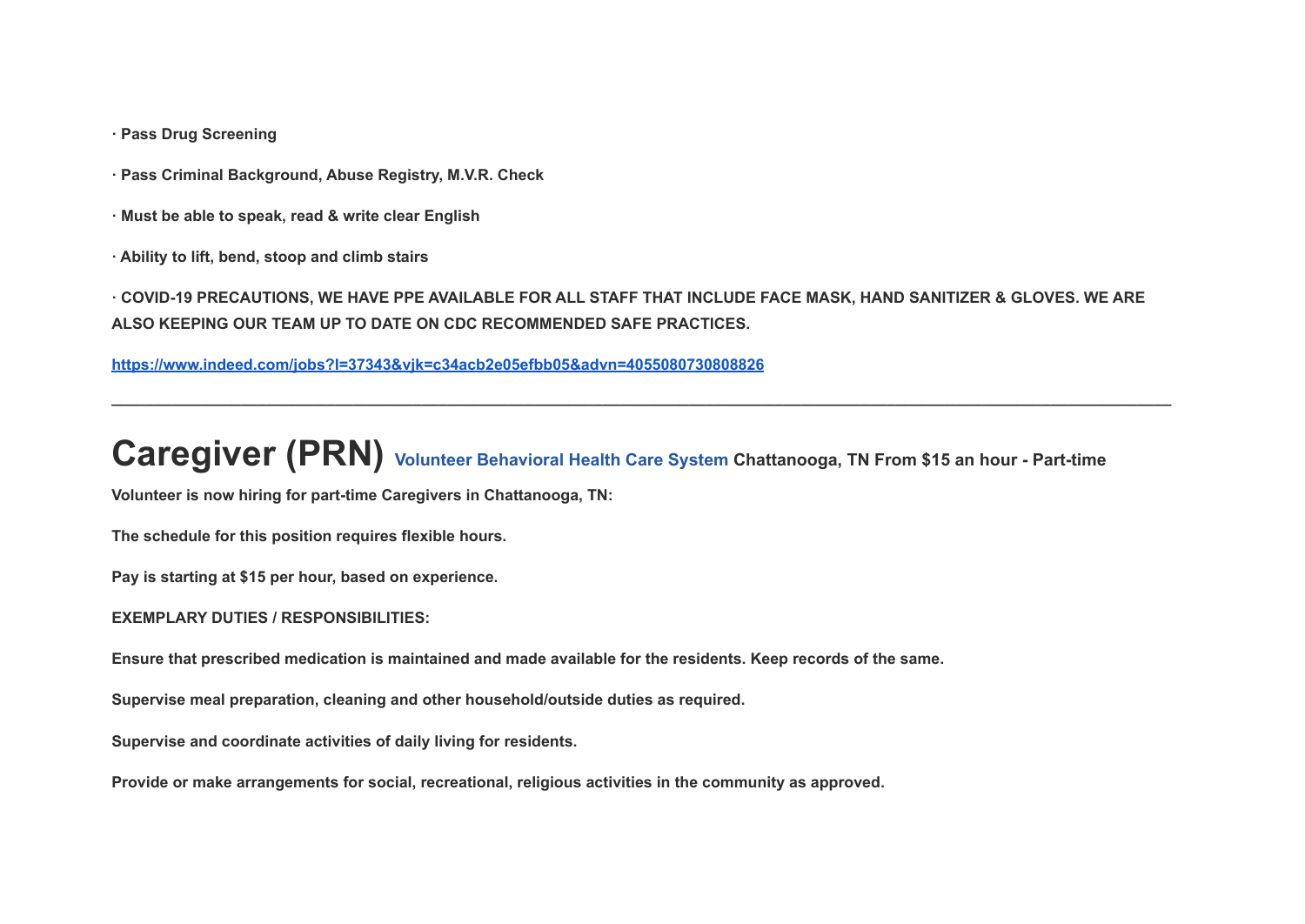**· Pass Drug Screening**

**· Pass Criminal Background, Abuse Registry, M.V.R. Check**

**· Must be able to speak, read & write clear English**

**· Ability to lift, bend, stoop and climb stairs**

**· COVID-19 PRECAUTIONS, WE HAVE PPE AVAILABLE FOR ALL STAFF THAT INCLUDE FACE MASK, HAND SANITIZER & GLOVES. WE ARE ALSO KEEPING OUR TEAM UP TO DATE ON CDC RECOMMENDED SAFE PRACTICES.**

**https://www.indeed.com/jobs?l=37343&vjk=c34acb2e05efbb05&advn=4055080730808826**

---

# Caregiver (PRN) **Volunteer Behavioral Health Care System Chattanooga, TN From $15 an hour - Part-time**

**Volunteer is now hiring for part-time Caregivers in Chattanooga, TN:**

**The schedule for this position requires flexible hours.**

**Pay is starting at $15 per hour, based on experience.**

**EXEMPLARY DUTIES / RESPONSIBILITIES:**

**Ensure that prescribed medication is maintained and made available for the residents. Keep records of the same.**

**Supervise meal preparation, cleaning and other household/outside duties as required.**

**Supervise and coordinate activities of daily living for residents.**

**Provide or make arrangements for social, recreational, religious activities in the community as approved.**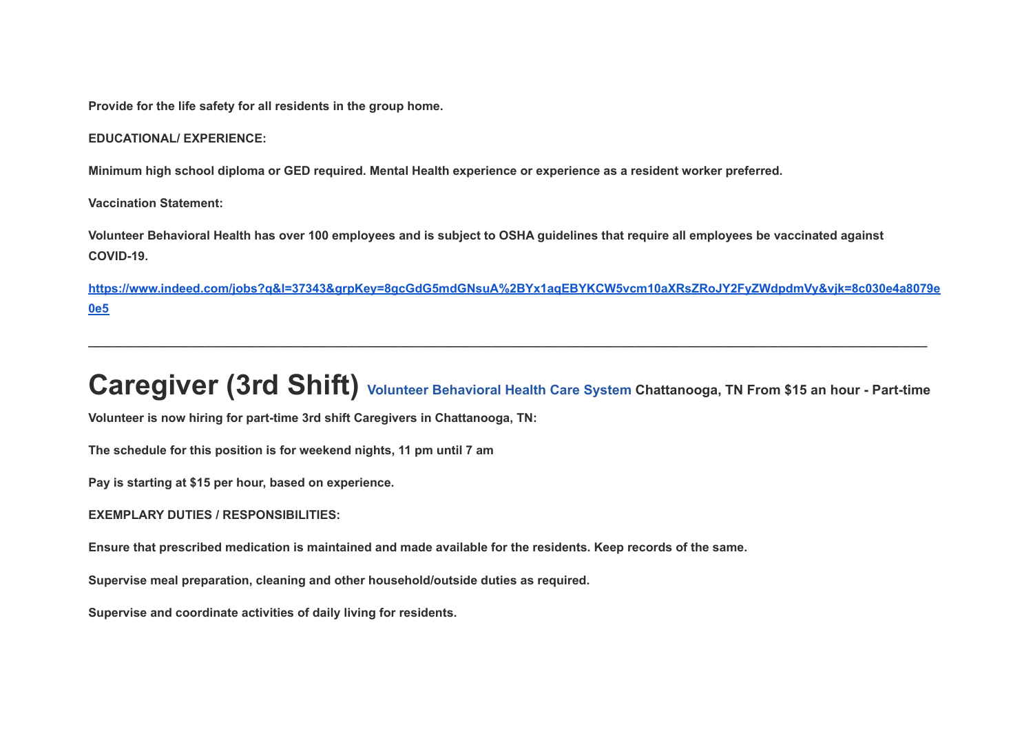**Provide for the life safety for all residents in the group home.**

**EDUCATIONAL/ EXPERIENCE:**

**Minimum high school diploma or GED required. Mental Health experience or experience as a resident worker preferred.**

**Vaccination Statement:**

**Volunteer Behavioral Health has over 100 employees and is subject to OSHA guidelines that require all employees be vaccinated against COVID-19.**

[https://www.indeed.com/jobs?q&l=37343&grpKey=8gcGdG5mdGNsuA%2BYx1aqEBYKCW5vcm10aXRsZRoJY2FyZWdpdmVy&vjk=8c030e4a8079e0e5](https://www.indeed.com/jobs?q&l=37343&grpKey=8gcGdG5mdGNsuA%2BYx1aqEBYKCW5vcm10aXRsZRoJY2FyZWdpdmVy&vjk=8c030e4a8079e0e5)

---

# Caregiver (3rd Shift) 

**Volunteer Behavioral Health Care System Chattanooga, TN From $15 an hour - Part-time**

**Volunteer is now hiring for part-time 3rd shift Caregivers in Chattanooga, TN:**

**The schedule for this position is for weekend nights, 11 pm until 7 am**

**Pay is starting at $15 per hour, based on experience.**

**EXEMPLARY DUTIES / RESPONSIBILITIES:**

**Ensure that prescribed medication is maintained and made available for the residents. Keep records of the same.**

**Supervise meal preparation, cleaning and other household/outside duties as required.**

**Supervise and coordinate activities of daily living for residents.**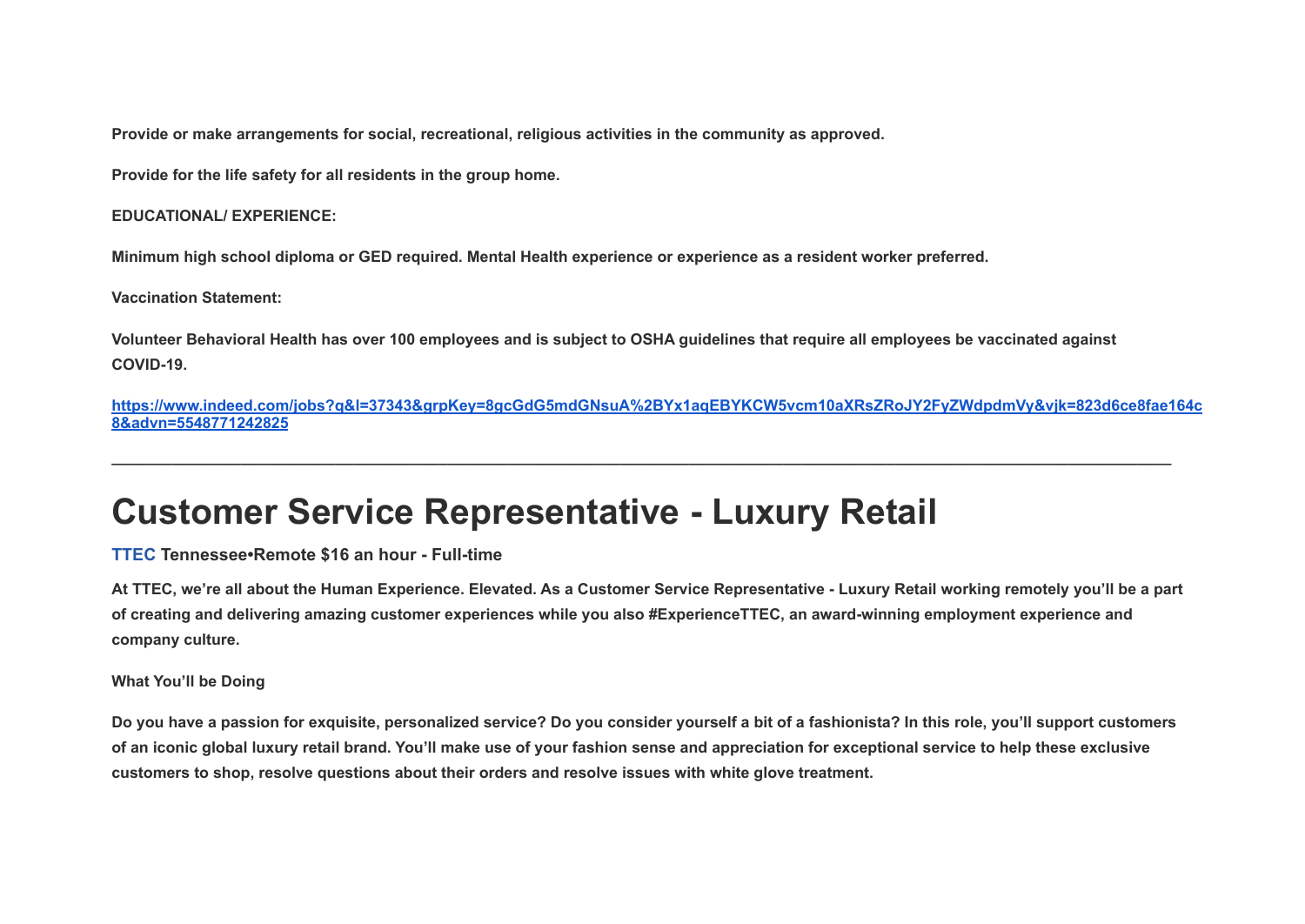**Provide or make arrangements for social, recreational, religious activities in the community as approved.**

**Provide for the life safety for all residents in the group home.**

**EDUCATIONAL/ EXPERIENCE:**

**Minimum high school diploma or GED required. Mental Health experience or experience as a resident worker preferred.**

**Vaccination Statement:**

**Volunteer Behavioral Health has over 100 employees and is subject to OSHA guidelines that require all employees be vaccinated against COVID-19.**

[https://www.indeed.com/jobs?q&l=37343&grpKey=8gcGdG5mdGNsuA%2BYx1aqEBYKCW5vcm10aXRsZRoJY2FyZWdpdmVy&vjk=823d6ce8fae164c8&advn=5548771242825](https://www.indeed.com/jobs?q&l=37343&grpKey=8gcGdG5mdGNsuA%2BYx1aqEBYKCW5vcm10aXRsZRoJY2FyZWdpdmVy&vjk=823d6ce8fae164c8&advn=5548771242825)

---

# Customer Service Representative - Luxury Retail

**TTEC Tennessee•Remote $16 an hour - Full-time**

**At TTEC, we're all about the Human Experience. Elevated. As a Customer Service Representative - Luxury Retail working remotely you'll be a part of creating and delivering amazing customer experiences while you also #ExperienceTTEC, an award-winning employment experience and company culture.**

**What You'll be Doing**

**Do you have a passion for exquisite, personalized service? Do you consider yourself a bit of a fashionista? In this role, you'll support customers of an iconic global luxury retail brand. You'll make use of your fashion sense and appreciation for exceptional service to help these exclusive customers to shop, resolve questions about their orders and resolve issues with white glove treatment.**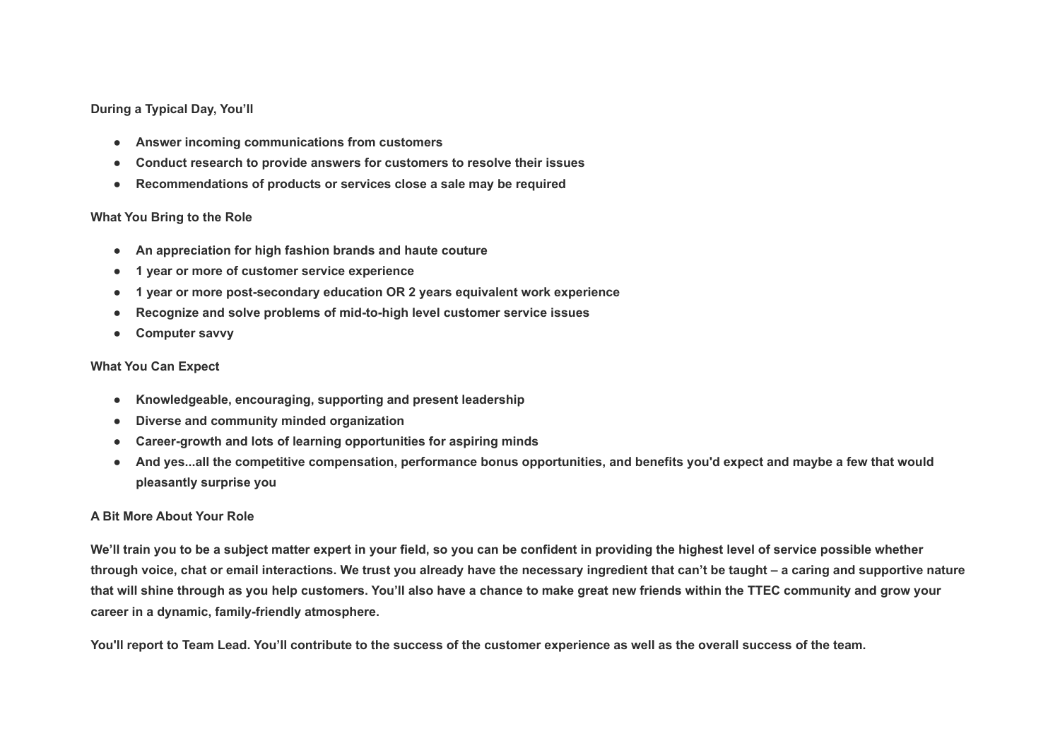**During a Typical Day, You'll**

- **Answer incoming communications from customers**
- **Conduct research to provide answers for customers to resolve their issues**
- **Recommendations of products or services close a sale may be required**

**What You Bring to the Role**

- **An appreciation for high fashion brands and haute couture**
- **1 year or more of customer service experience**
- **1 year or more post-secondary education OR 2 years equivalent work experience**
- **Recognize and solve problems of mid-to-high level customer service issues**
- **Computer savvy**

**What You Can Expect**

- **Knowledgeable, encouraging, supporting and present leadership**
- **Diverse and community minded organization**
- **Career-growth and lots of learning opportunities for aspiring minds**
- **And yes...all the competitive compensation, performance bonus opportunities, and benefits you'd expect and maybe a few that would pleasantly surprise you**

**A Bit More About Your Role**

**We'll train you to be a subject matter expert in your field, so you can be confident in providing the highest level of service possible whether through voice, chat or email interactions. We trust you already have the necessary ingredient that can't be taught – a caring and supportive nature that will shine through as you help customers. You'll also have a chance to make great new friends within the TTEC community and grow your career in a dynamic, family-friendly atmosphere.**

**You'll report to Team Lead. You'll contribute to the success of the customer experience as well as the overall success of the team.**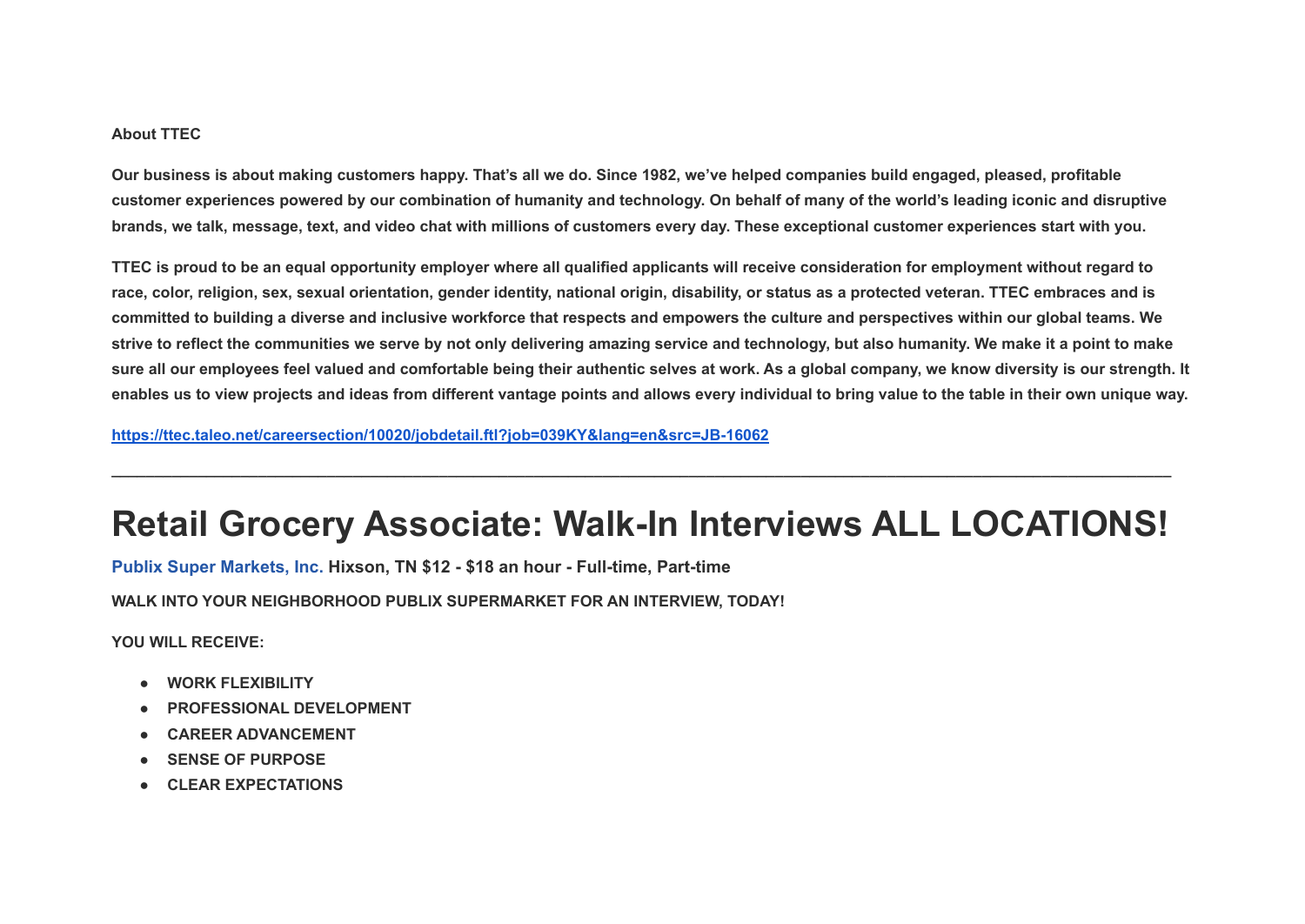**About TTEC**

**Our business is about making customers happy. That's all we do. Since 1982, we've helped companies build engaged, pleased, profitable customer experiences powered by our combination of humanity and technology. On behalf of many of the world's leading iconic and disruptive brands, we talk, message, text, and video chat with millions of customers every day. These exceptional customer experiences start with you.**

**TTEC is proud to be an equal opportunity employer where all qualified applicants will receive consideration for employment without regard to race, color, religion, sex, sexual orientation, gender identity, national origin, disability, or status as a protected veteran. TTEC embraces and is committed to building a diverse and inclusive workforce that respects and empowers the culture and perspectives within our global teams. We strive to reflect the communities we serve by not only delivering amazing service and technology, but also humanity. We make it a point to make sure all our employees feel valued and comfortable being their authentic selves at work. As a global company, we know diversity is our strength. It enables us to view projects and ideas from different vantage points and allows every individual to bring value to the table in their own unique way.**

**https://ttec.taleo.net/careersection/10020/jobdetail.ftl?job=039KY&lang=en&src=JB-16062**

---

# Retail Grocery Associate: Walk-In Interviews ALL LOCATIONS!

**Publix Super Markets, Inc. Hixson, TN $12 - $18 an hour - Full-time, Part-time**

**WALK INTO YOUR NEIGHBORHOOD PUBLIX SUPERMARKET FOR AN INTERVIEW, TODAY!**

**YOU WILL RECEIVE:**

- **WORK FLEXIBILITY**
- **PROFESSIONAL DEVELOPMENT**
- **CAREER ADVANCEMENT**
- **SENSE OF PURPOSE**
- **CLEAR EXPECTATIONS**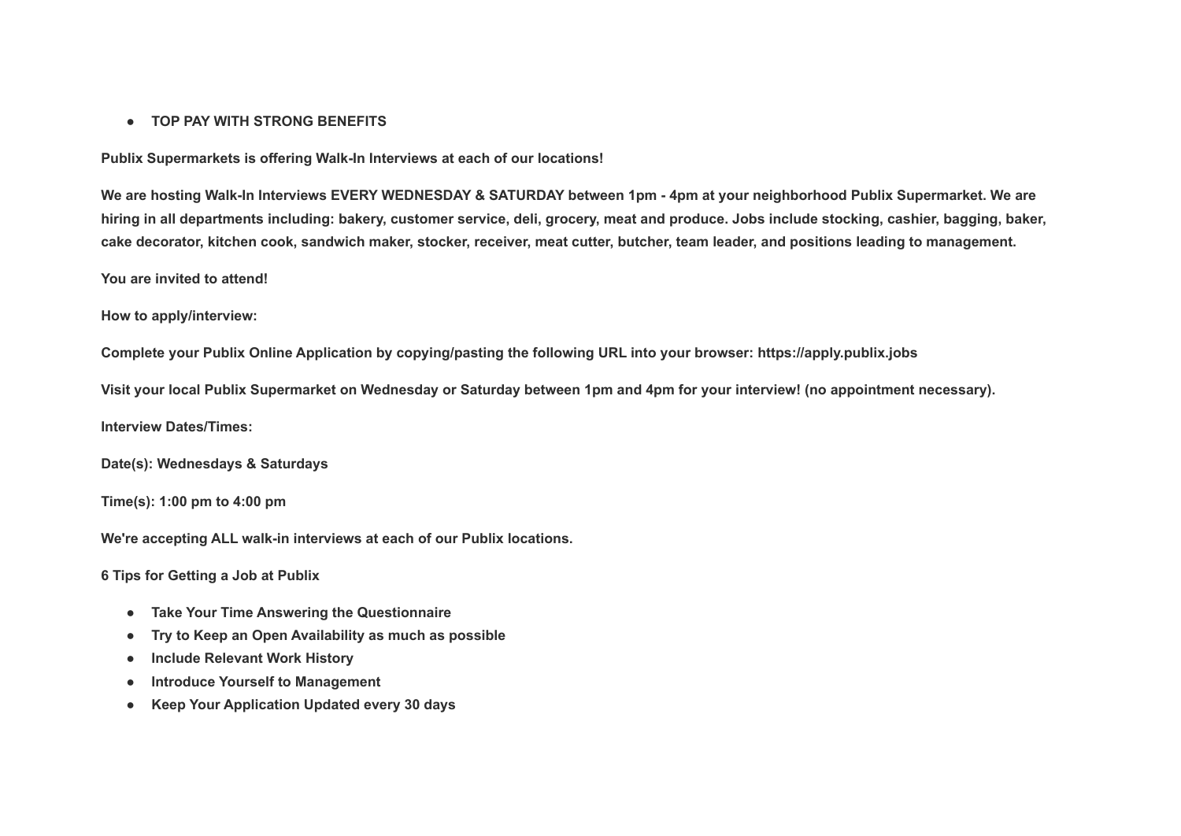- **TOP PAY WITH STRONG BENEFITS**

**Publix Supermarkets is offering Walk-In Interviews at each of our locations!**

**We are hosting Walk-In Interviews EVERY WEDNESDAY & SATURDAY between 1pm - 4pm at your neighborhood Publix Supermarket. We are hiring in all departments including: bakery, customer service, deli, grocery, meat and produce. Jobs include stocking, cashier, bagging, baker, cake decorator, kitchen cook, sandwich maker, stocker, receiver, meat cutter, butcher, team leader, and positions leading to management.**

**You are invited to attend!**

**How to apply/interview:**

**Complete your Publix Online Application by copying/pasting the following URL into your browser: https://apply.publix.jobs**

**Visit your local Publix Supermarket on Wednesday or Saturday between 1pm and 4pm for your interview! (no appointment necessary).**

**Interview Dates/Times:**

**Date(s): Wednesdays & Saturdays**

**Time(s): 1:00 pm to 4:00 pm**

**We're accepting ALL walk-in interviews at each of our Publix locations.**

**6 Tips for Getting a Job at Publix**

- **Take Your Time Answering the Questionnaire**
- **Try to Keep an Open Availability as much as possible**
- **Include Relevant Work History**
- **Introduce Yourself to Management**
- **Keep Your Application Updated every 30 days**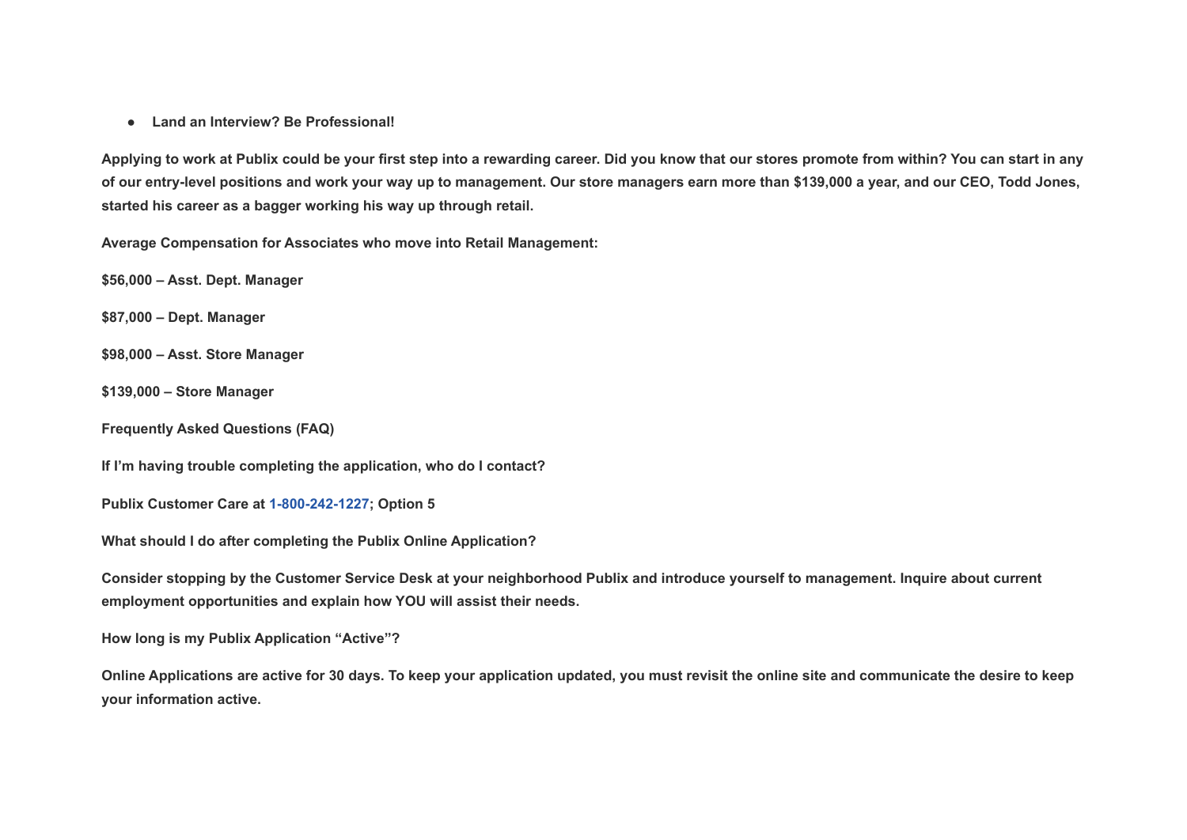- **Land an Interview? Be Professional!**

**Applying to work at Publix could be your first step into a rewarding career. Did you know that our stores promote from within? You can start in any of our entry-level positions and work your way up to management. Our store managers earn more than $139,000 a year, and our CEO, Todd Jones, started his career as a bagger working his way up through retail.**

**Average Compensation for Associates who move into Retail Management:**

**$56,000 – Asst. Dept. Manager**

**$87,000 – Dept. Manager**

**$98,000 – Asst. Store Manager**

**$139,000 – Store Manager**

**Frequently Asked Questions (FAQ)**

**If I'm having trouble completing the application, who do I contact?**

**Publix Customer Care at 1-800-242-1227; Option 5**

**What should I do after completing the Publix Online Application?**

**Consider stopping by the Customer Service Desk at your neighborhood Publix and introduce yourself to management. Inquire about current employment opportunities and explain how YOU will assist their needs.**

**How long is my Publix Application "Active"?**

**Online Applications are active for 30 days. To keep your application updated, you must revisit the online site and communicate the desire to keep your information active.**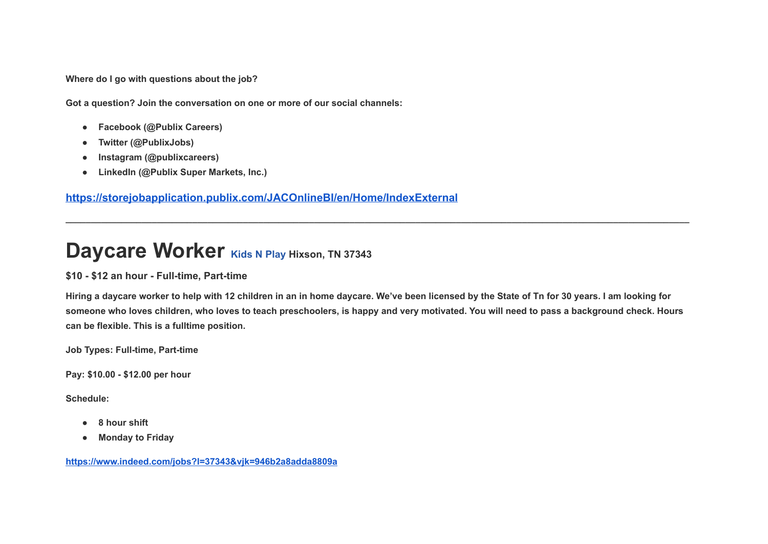**Where do I go with questions about the job?**

**Got a question? Join the conversation on one or more of our social channels:**

- **Facebook (@Publix Careers)**
- **Twitter (@PublixJobs)**
- **Instagram (@publixcareers)**
- **LinkedIn (@Publix Super Markets, Inc.)**

**https://storejobapplication.publix.com/JACOnlineBI/en/Home/IndexExternal**

---

# Daycare Worker **Kids N Play** **Hixson, TN 37343**

**$10 - $12 an hour - Full-time, Part-time**

**Hiring a daycare worker to help with 12 children in an in home daycare. We've been licensed by the State of Tn for 30 years. I am looking for someone who loves children, who loves to teach preschoolers, is happy and very motivated. You will need to pass a background check. Hours can be flexible. This is a fulltime position.**

**Job Types: Full-time, Part-time**

**Pay: $10.00 - $12.00 per hour**

**Schedule:**

- **8 hour shift**
- **Monday to Friday**

**https://www.indeed.com/jobs?l=37343&vjk=946b2a8adda8809a**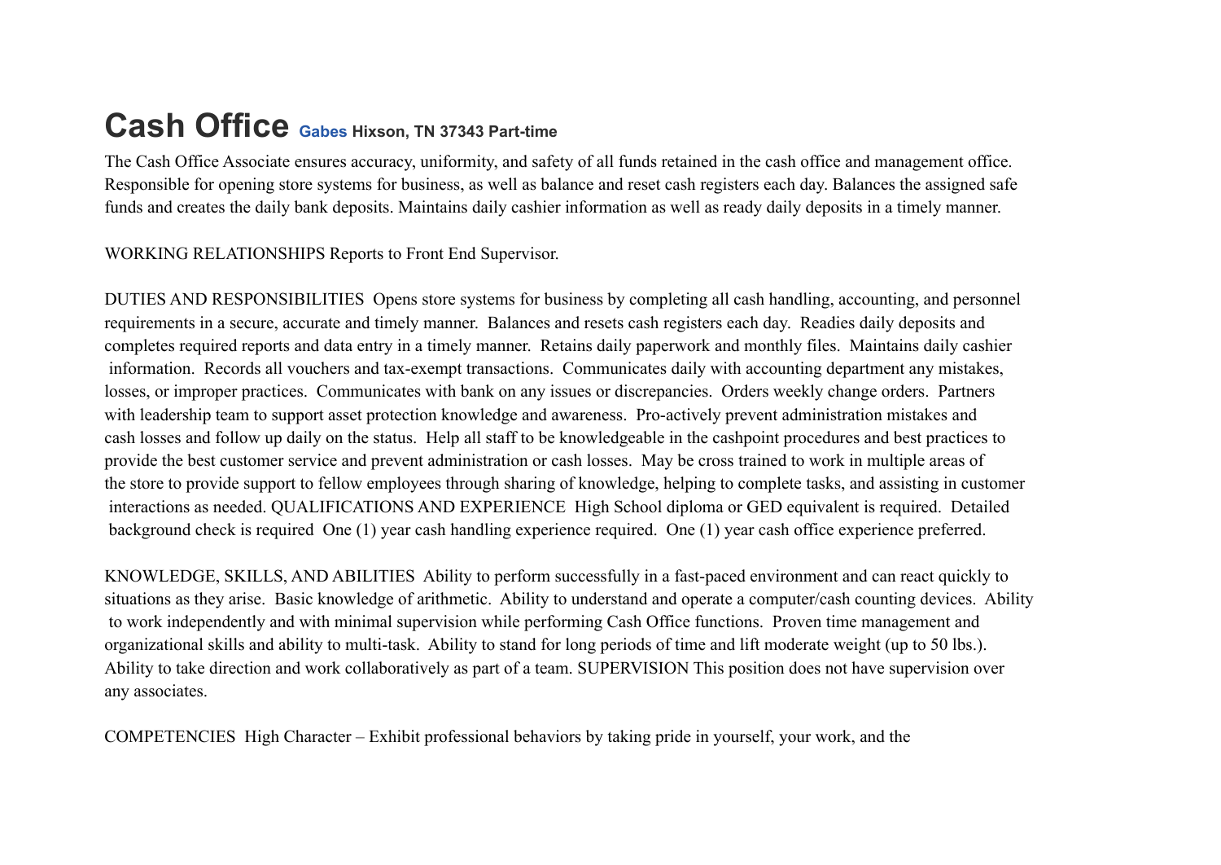# Cash Office **Gabes** **Hixson, TN 37343 Part-time**

The Cash Office Associate ensures accuracy, uniformity, and safety of all funds retained in the cash office and management office. Responsible for opening store systems for business, as well as balance and reset cash registers each day. Balances the assigned safe funds and creates the daily bank deposits. Maintains daily cashier information as well as ready daily deposits in a timely manner.

WORKING RELATIONSHIPS Reports to Front End Supervisor.

DUTIES AND RESPONSIBILITIES Opens store systems for business by completing all cash handling, accounting, and personnel requirements in a secure, accurate and timely manner. Balances and resets cash registers each day. Readies daily deposits and completes required reports and data entry in a timely manner. Retains daily paperwork and monthly files. Maintains daily cashier information. Records all vouchers and tax-exempt transactions. Communicates daily with accounting department any mistakes, losses, or improper practices. Communicates with bank on any issues or discrepancies. Orders weekly change orders. Partners with leadership team to support asset protection knowledge and awareness. Pro-actively prevent administration mistakes and cash losses and follow up daily on the status. Help all staff to be knowledgeable in the cashpoint procedures and best practices to provide the best customer service and prevent administration or cash losses. May be cross trained to work in multiple areas of the store to provide support to fellow employees through sharing of knowledge, helping to complete tasks, and assisting in customer interactions as needed. QUALIFICATIONS AND EXPERIENCE High School diploma or GED equivalent is required. Detailed background check is required One (1) year cash handling experience required. One (1) year cash office experience preferred.

KNOWLEDGE, SKILLS, AND ABILITIES Ability to perform successfully in a fast-paced environment and can react quickly to situations as they arise. Basic knowledge of arithmetic. Ability to understand and operate a computer/cash counting devices. Ability to work independently and with minimal supervision while performing Cash Office functions. Proven time management and organizational skills and ability to multi-task. Ability to stand for long periods of time and lift moderate weight (up to 50 lbs.). Ability to take direction and work collaboratively as part of a team. SUPERVISION This position does not have supervision over any associates.

COMPETENCIES High Character – Exhibit professional behaviors by taking pride in yourself, your work, and the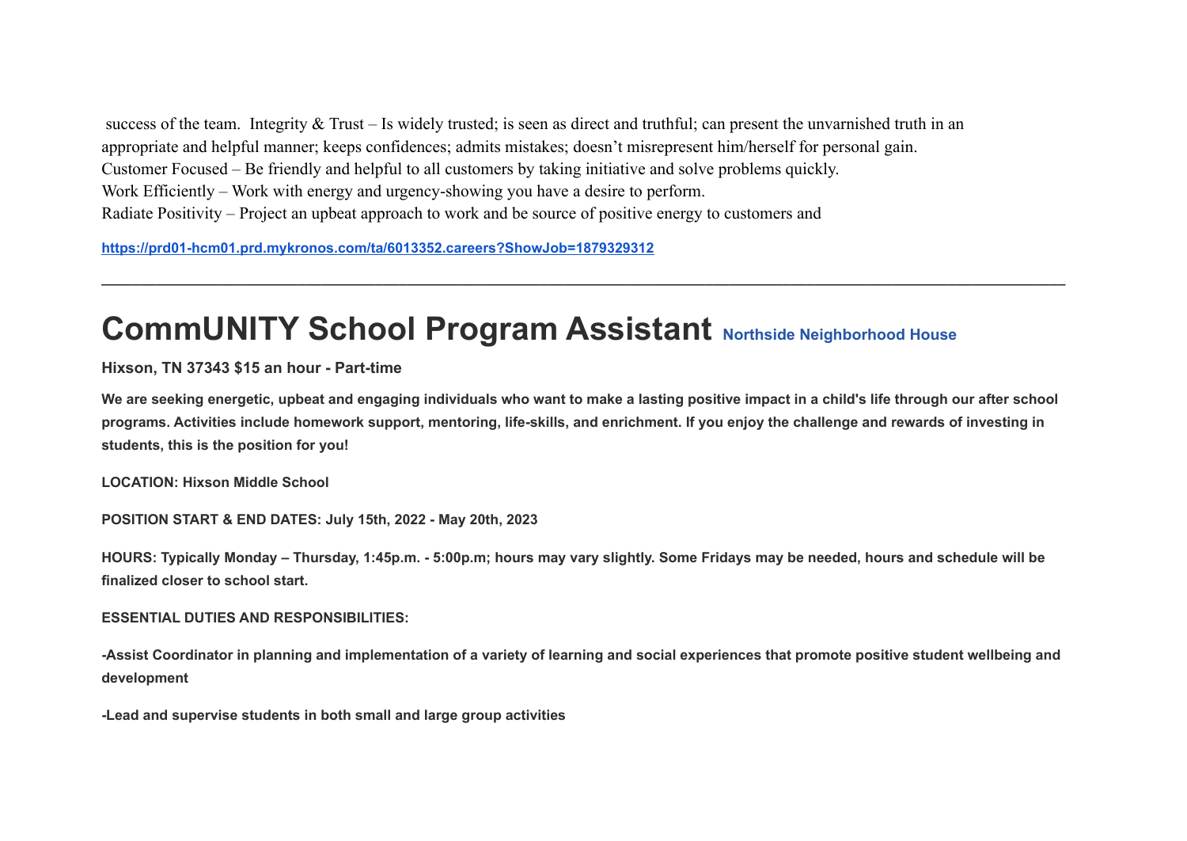success of the team. Integrity & Trust – Is widely trusted; is seen as direct and truthful; can present the unvarnished truth in an appropriate and helpful manner; keeps confidences; admits mistakes; doesn't misrepresent him/herself for personal gain.
Customer Focused – Be friendly and helpful to all customers by taking initiative and solve problems quickly.
Work Efficiently – Work with energy and urgency-showing you have a desire to perform.
Radiate Positivity – Project an upbeat approach to work and be source of positive energy to customers and

**https://prd01-hcm01.prd.mykronos.com/ta/6013352.careers?ShowJob=1879329312**

---

# CommUNITY School Program Assistant Northside Neighborhood House

**Hixson, TN 37343 $15 an hour - Part-time**

**We are seeking energetic, upbeat and engaging individuals who want to make a lasting positive impact in a child's life through our after school programs. Activities include homework support, mentoring, life-skills, and enrichment. If you enjoy the challenge and rewards of investing in students, this is the position for you!**

**LOCATION: Hixson Middle School**

**POSITION START & END DATES: July 15th, 2022 - May 20th, 2023**

**HOURS: Typically Monday – Thursday, 1:45p.m. - 5:00p.m; hours may vary slightly. Some Fridays may be needed, hours and schedule will be finalized closer to school start.**

**ESSENTIAL DUTIES AND RESPONSIBILITIES:**

**-Assist Coordinator in planning and implementation of a variety of learning and social experiences that promote positive student wellbeing and development**

**-Lead and supervise students in both small and large group activities**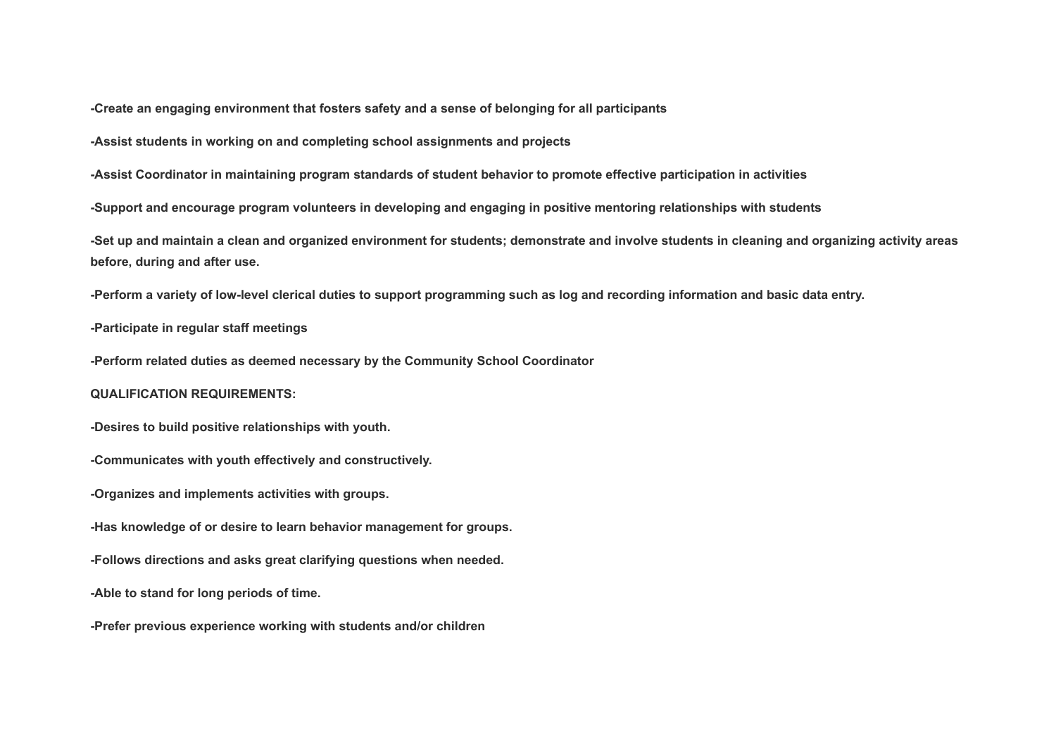**-Create an engaging environment that fosters safety and a sense of belonging for all participants**

**-Assist students in working on and completing school assignments and projects**

**-Assist Coordinator in maintaining program standards of student behavior to promote effective participation in activities**

**-Support and encourage program volunteers in developing and engaging in positive mentoring relationships with students**

**-Set up and maintain a clean and organized environment for students; demonstrate and involve students in cleaning and organizing activity areas before, during and after use.**

**-Perform a variety of low-level clerical duties to support programming such as log and recording information and basic data entry.**

**-Participate in regular staff meetings**

**-Perform related duties as deemed necessary by the Community School Coordinator**

**QUALIFICATION REQUIREMENTS:**

**-Desires to build positive relationships with youth.**

**-Communicates with youth effectively and constructively.**

**-Organizes and implements activities with groups.**

**-Has knowledge of or desire to learn behavior management for groups.**

**-Follows directions and asks great clarifying questions when needed.**

**-Able to stand for long periods of time.**

**-Prefer previous experience working with students and/or children**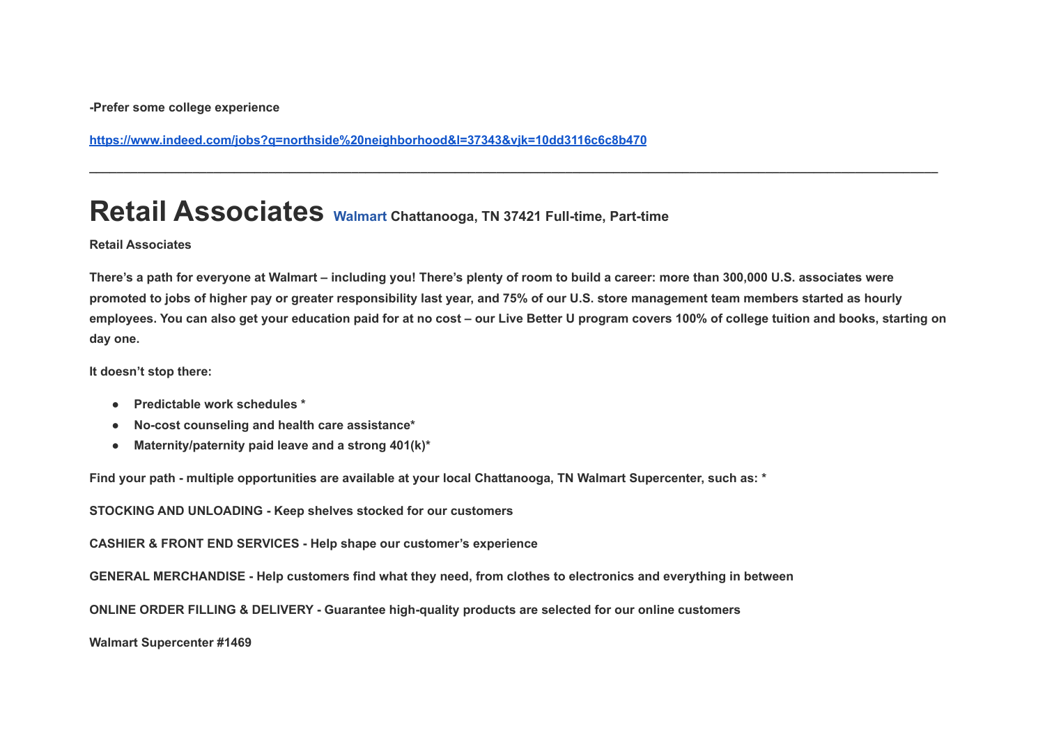**-Prefer some college experience**

**https://www.indeed.com/jobs?q=northside%20neighborhood&l=37343&vjk=10dd3116c6c8b470**

---

# Retail Associates **Walmart Chattanooga, TN 37421 Full-time, Part-time**

**Retail Associates**

**There's a path for everyone at Walmart – including you! There's plenty of room to build a career: more than 300,000 U.S. associates were promoted to jobs of higher pay or greater responsibility last year, and 75% of our U.S. store management team members started as hourly employees. You can also get your education paid for at no cost – our Live Better U program covers 100% of college tuition and books, starting on day one.**

**It doesn't stop there:**

- **Predictable work schedules ***
- **No-cost counseling and health care assistance***
- **Maternity/paternity paid leave and a strong 401(k)***

**Find your path - multiple opportunities are available at your local Chattanooga, TN Walmart Supercenter, such as: ***

**STOCKING AND UNLOADING - Keep shelves stocked for our customers**

**CASHIER & FRONT END SERVICES - Help shape our customer's experience**

**GENERAL MERCHANDISE - Help customers find what they need, from clothes to electronics and everything in between**

**ONLINE ORDER FILLING & DELIVERY - Guarantee high-quality products are selected for our online customers**

**Walmart Supercenter #1469**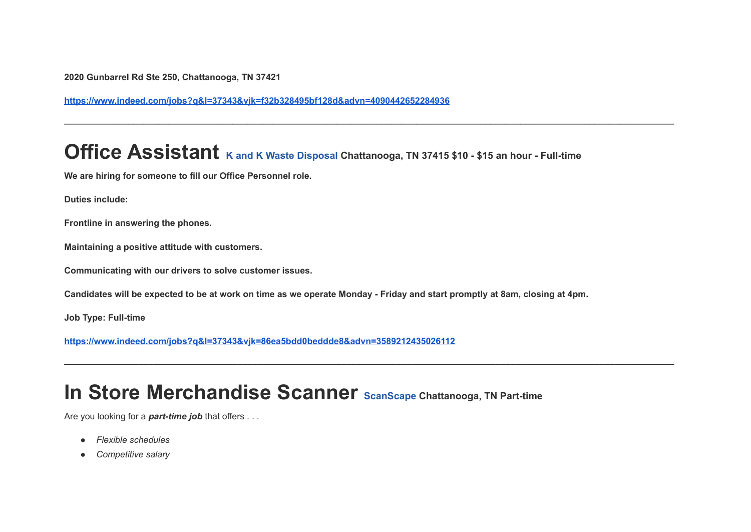**2020 Gunbarrel Rd Ste 250, Chattanooga, TN 37421**

**https://www.indeed.com/jobs?q&l=37343&vjk=f32b328495bf128d&advn=4090442652284936**

---

# Office Assistant **K and K Waste Disposal Chattanooga, TN 37415 $10 - $15 an hour - Full-time**

**We are hiring for someone to fill our Office Personnel role.**

**Duties include:**

**Frontline in answering the phones.**

**Maintaining a positive attitude with customers.**

**Communicating with our drivers to solve customer issues.**

**Candidates will be expected to be at work on time as we operate Monday - Friday and start promptly at 8am, closing at 4pm.**

**Job Type: Full-time**

**https://www.indeed.com/jobs?q&l=37343&vjk=86ea5bdd0beddde8&advn=3589212435026112**

---

# In Store Merchandise Scanner **ScanScape Chattanooga, TN Part-time**

Are you looking for a ***part-time job*** that offers . . .

- *Flexible schedules*
- *Competitive salary*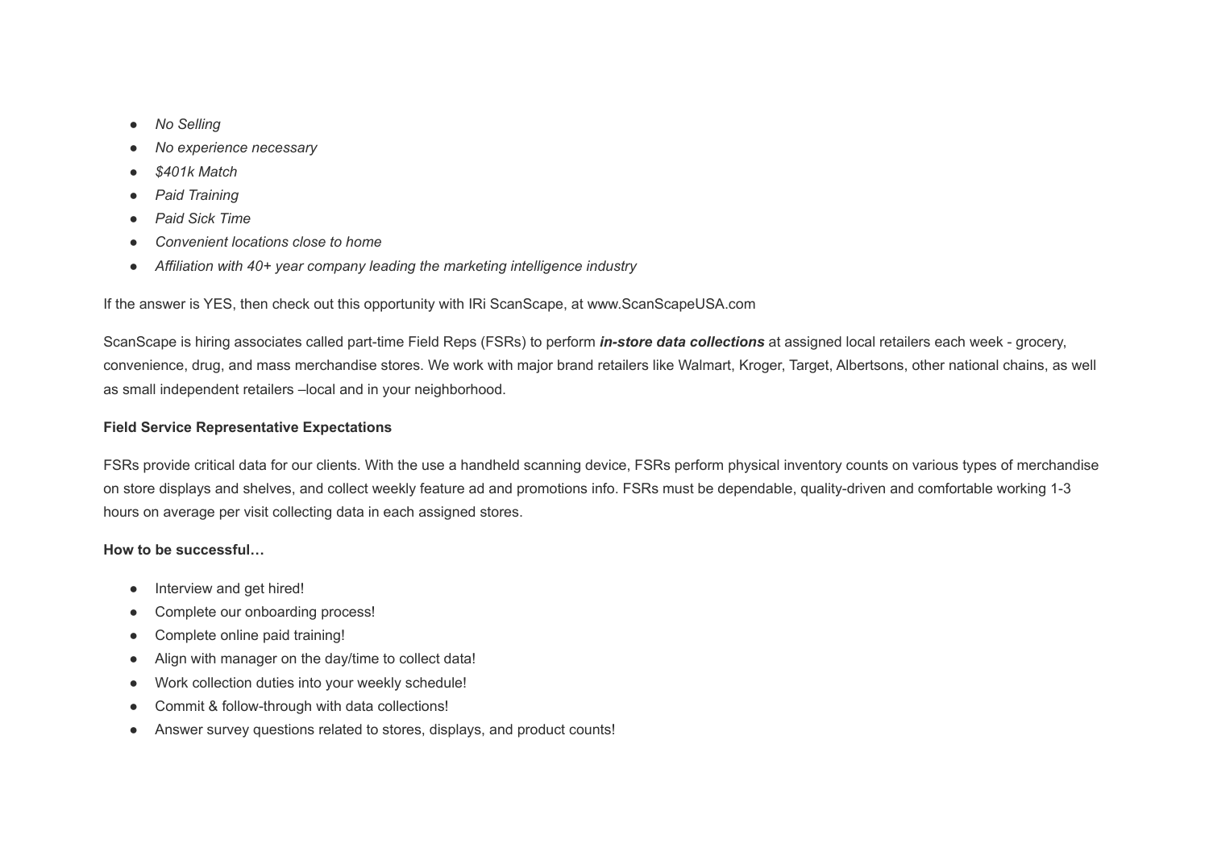- *No Selling*
- *No experience necessary*
- *$401k Match*
- *Paid Training*
- *Paid Sick Time*
- *Convenient locations close to home*
- *Affiliation with 40+ year company leading the marketing intelligence industry*

If the answer is YES, then check out this opportunity with IRi ScanScape, at www.ScanScapeUSA.com

ScanScape is hiring associates called part-time Field Reps (FSRs) to perform ***in-store data collections*** at assigned local retailers each week - grocery, convenience, drug, and mass merchandise stores. We work with major brand retailers like Walmart, Kroger, Target, Albertsons, other national chains, as well as small independent retailers –local and in your neighborhood.

**Field Service Representative Expectations**

FSRs provide critical data for our clients. With the use a handheld scanning device, FSRs perform physical inventory counts on various types of merchandise on store displays and shelves, and collect weekly feature ad and promotions info. FSRs must be dependable, quality-driven and comfortable working 1-3 hours on average per visit collecting data in each assigned stores.

**How to be successful…**

- Interview and get hired!
- Complete our onboarding process!
- Complete online paid training!
- Align with manager on the day/time to collect data!
- Work collection duties into your weekly schedule!
- Commit & follow-through with data collections!
- Answer survey questions related to stores, displays, and product counts!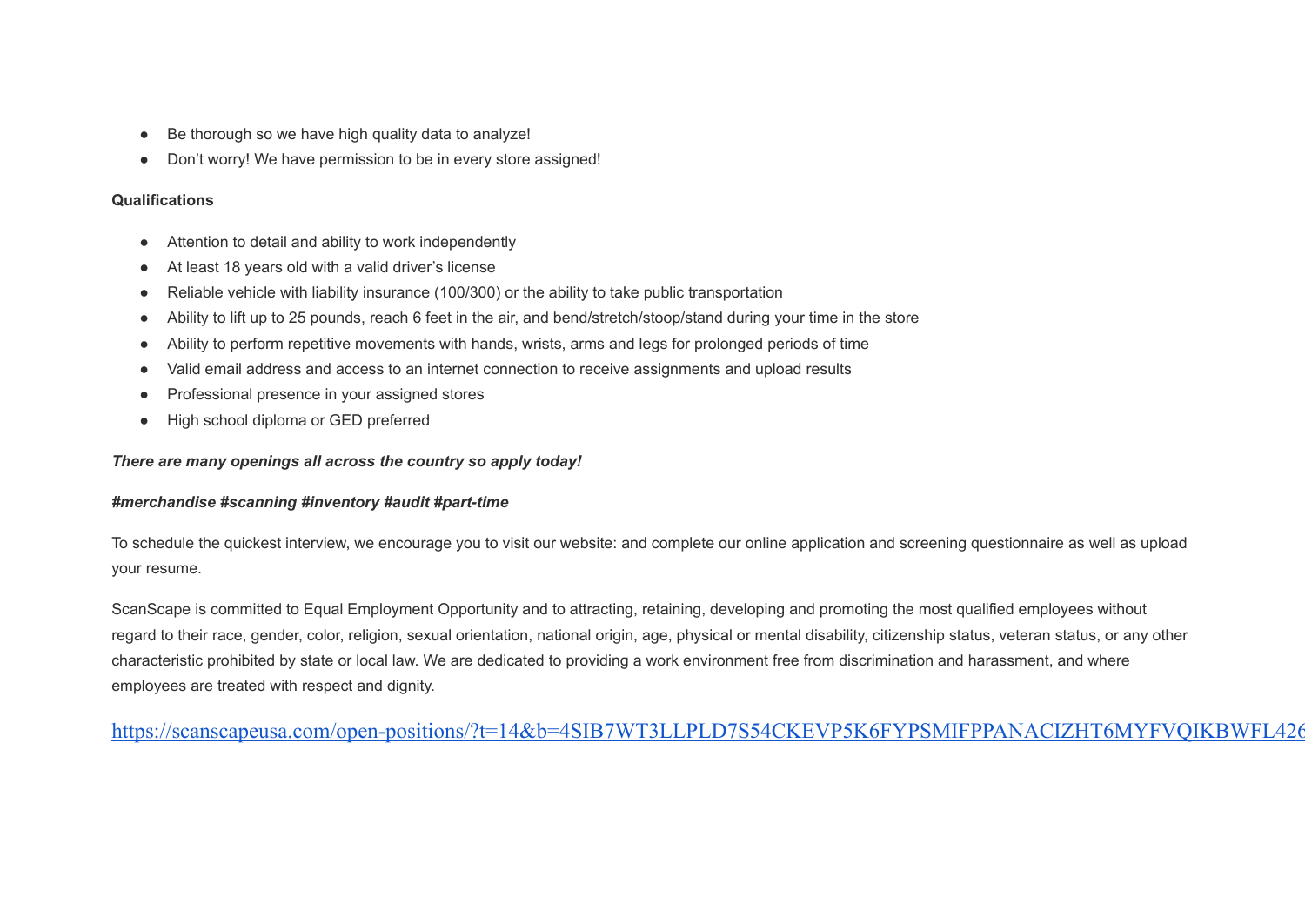- Be thorough so we have high quality data to analyze!
- Don't worry! We have permission to be in every store assigned!

**Qualifications**

- Attention to detail and ability to work independently
- At least 18 years old with a valid driver's license
- Reliable vehicle with liability insurance (100/300) or the ability to take public transportation
- Ability to lift up to 25 pounds, reach 6 feet in the air, and bend/stretch/stoop/stand during your time in the store
- Ability to perform repetitive movements with hands, wrists, arms and legs for prolonged periods of time
- Valid email address and access to an internet connection to receive assignments and upload results
- Professional presence in your assigned stores
- High school diploma or GED preferred

***There are many openings all across the country so apply today!***

***#merchandise #scanning #inventory #audit #part-time***

To schedule the quickest interview, we encourage you to visit our website: and complete our online application and screening questionnaire as well as upload your resume.

ScanScape is committed to Equal Employment Opportunity and to attracting, retaining, developing and promoting the most qualified employees without regard to their race, gender, color, religion, sexual orientation, national origin, age, physical or mental disability, citizenship status, veteran status, or any other characteristic prohibited by state or local law. We are dedicated to providing a work environment free from discrimination and harassment, and where employees are treated with respect and dignity.

https://scanscapeusa.com/open-positions/?t=14&b=4SIB7WT3LLPLD7S54CKEVP5K6FYPSMIFPPANACIZHT6MYFVQIKBWFL426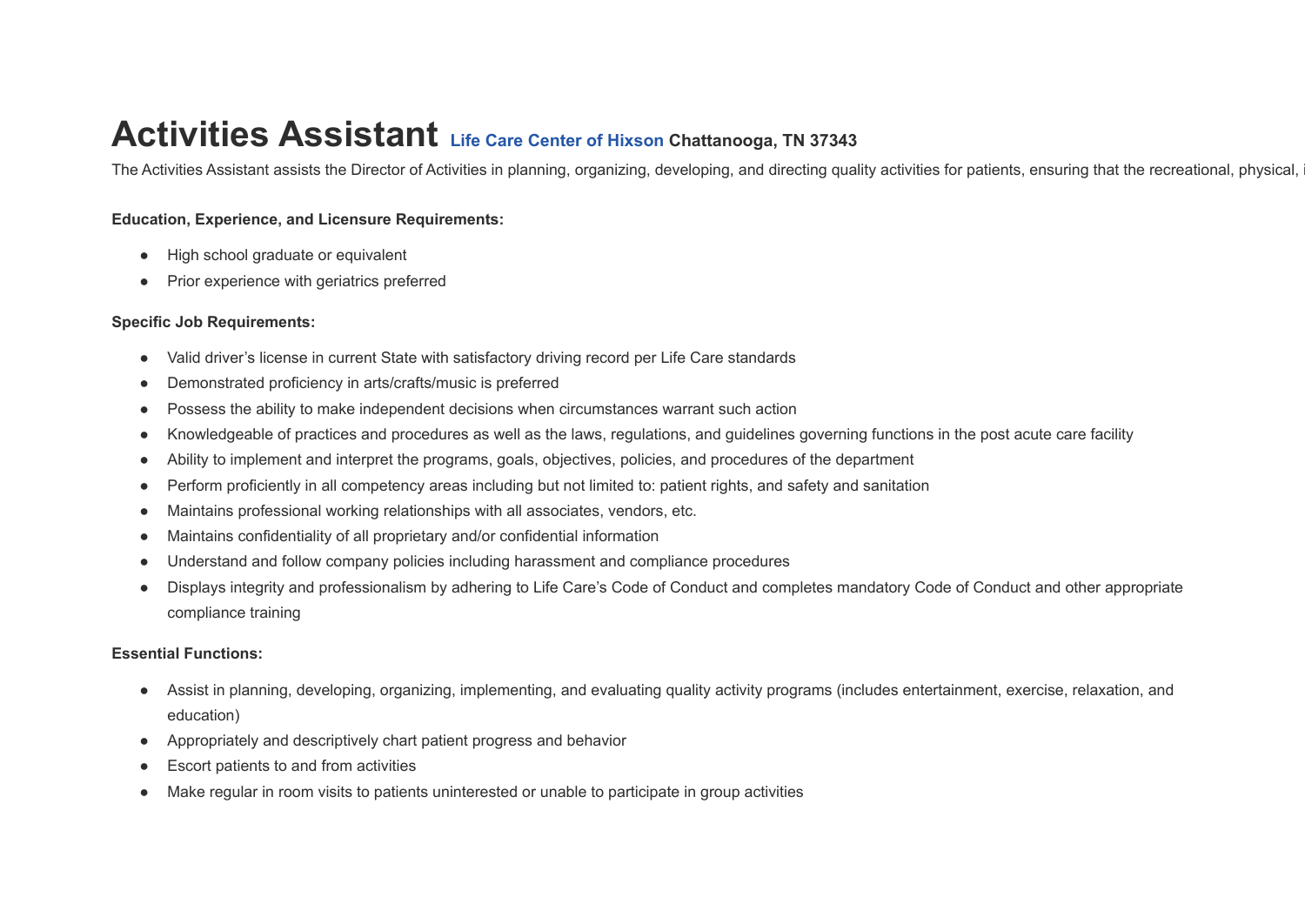# Activities Assistant Life Care Center of Hixson Chattanooga, TN 37343

The Activities Assistant assists the Director of Activities in planning, organizing, developing, and directing quality activities for patients, ensuring that the recreational, physical, i

**Education, Experience, and Licensure Requirements:**

- High school graduate or equivalent
- Prior experience with geriatrics preferred

**Specific Job Requirements:**

- Valid driver's license in current State with satisfactory driving record per Life Care standards
- Demonstrated proficiency in arts/crafts/music is preferred
- Possess the ability to make independent decisions when circumstances warrant such action
- Knowledgeable of practices and procedures as well as the laws, regulations, and guidelines governing functions in the post acute care facility
- Ability to implement and interpret the programs, goals, objectives, policies, and procedures of the department
- Perform proficiently in all competency areas including but not limited to: patient rights, and safety and sanitation
- Maintains professional working relationships with all associates, vendors, etc.
- Maintains confidentiality of all proprietary and/or confidential information
- Understand and follow company policies including harassment and compliance procedures
- Displays integrity and professionalism by adhering to Life Care's Code of Conduct and completes mandatory Code of Conduct and other appropriate compliance training

**Essential Functions:**

- Assist in planning, developing, organizing, implementing, and evaluating quality activity programs (includes entertainment, exercise, relaxation, and education)
- Appropriately and descriptively chart patient progress and behavior
- Escort patients to and from activities
- Make regular in room visits to patients uninterested or unable to participate in group activities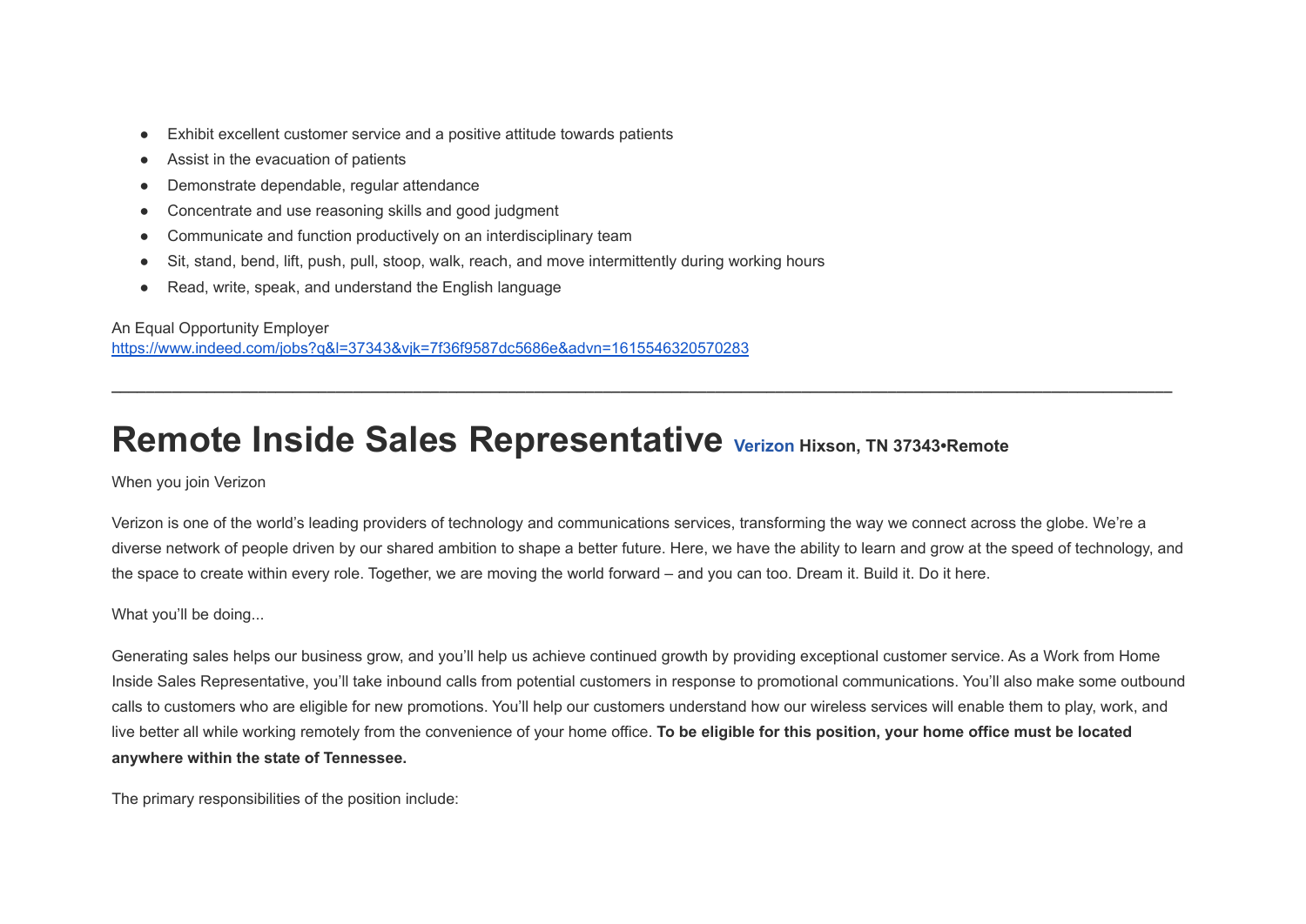- Exhibit excellent customer service and a positive attitude towards patients
- Assist in the evacuation of patients
- Demonstrate dependable, regular attendance
- Concentrate and use reasoning skills and good judgment
- Communicate and function productively on an interdisciplinary team
- Sit, stand, bend, lift, push, pull, stoop, walk, reach, and move intermittently during working hours
- Read, write, speak, and understand the English language

An Equal Opportunity Employer
https://www.indeed.com/jobs?q&l=37343&vjk=7f36f9587dc5686e&advn=1615546320570283

---

# Remote Inside Sales Representative **Verizon Hixson, TN 37343•Remote**

When you join Verizon

Verizon is one of the world's leading providers of technology and communications services, transforming the way we connect across the globe. We're a diverse network of people driven by our shared ambition to shape a better future. Here, we have the ability to learn and grow at the speed of technology, and the space to create within every role. Together, we are moving the world forward – and you can too. Dream it. Build it. Do it here.

What you'll be doing...

Generating sales helps our business grow, and you'll help us achieve continued growth by providing exceptional customer service. As a Work from Home Inside Sales Representative, you'll take inbound calls from potential customers in response to promotional communications. You'll also make some outbound calls to customers who are eligible for new promotions. You'll help our customers understand how our wireless services will enable them to play, work, and live better all while working remotely from the convenience of your home office. **To be eligible for this position, your home office must be located anywhere within the state of Tennessee.**

The primary responsibilities of the position include: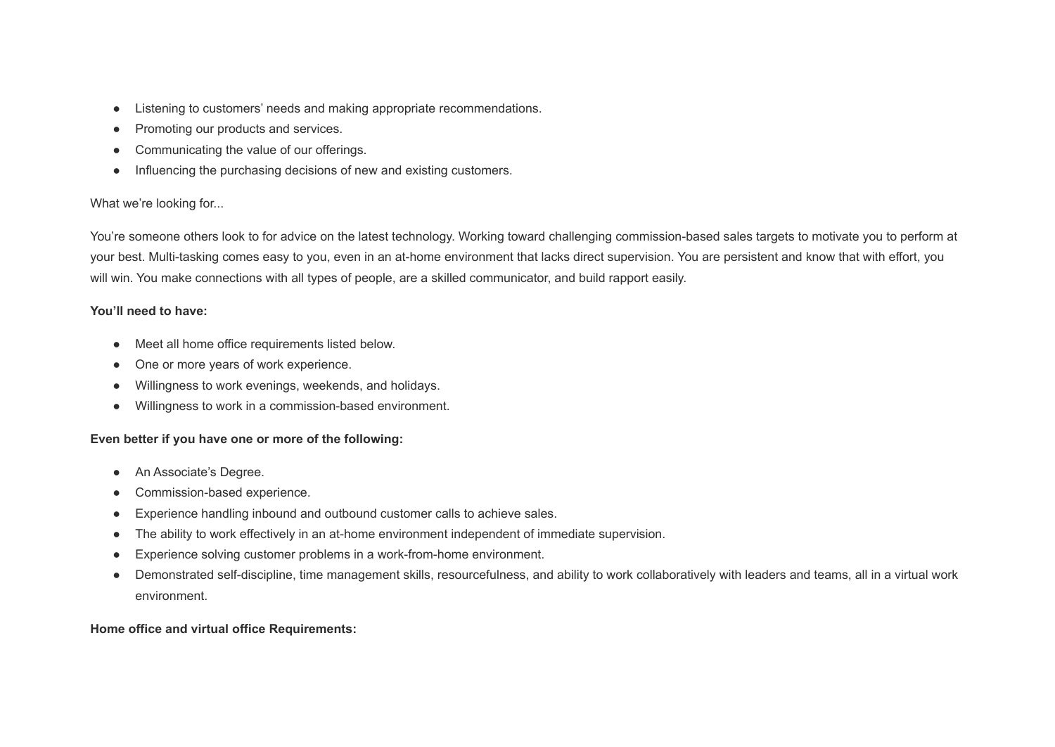- Listening to customers' needs and making appropriate recommendations.
- Promoting our products and services.
- Communicating the value of our offerings.
- Influencing the purchasing decisions of new and existing customers.

What we're looking for...

You're someone others look to for advice on the latest technology. Working toward challenging commission-based sales targets to motivate you to perform at your best. Multi-tasking comes easy to you, even in an at-home environment that lacks direct supervision. You are persistent and know that with effort, you will win. You make connections with all types of people, are a skilled communicator, and build rapport easily.

**You'll need to have:**

- Meet all home office requirements listed below.
- One or more years of work experience.
- Willingness to work evenings, weekends, and holidays.
- Willingness to work in a commission-based environment.

**Even better if you have one or more of the following:**

- An Associate's Degree.
- Commission-based experience.
- Experience handling inbound and outbound customer calls to achieve sales.
- The ability to work effectively in an at-home environment independent of immediate supervision.
- Experience solving customer problems in a work-from-home environment.
- Demonstrated self-discipline, time management skills, resourcefulness, and ability to work collaboratively with leaders and teams, all in a virtual work environment.

**Home office and virtual office Requirements:**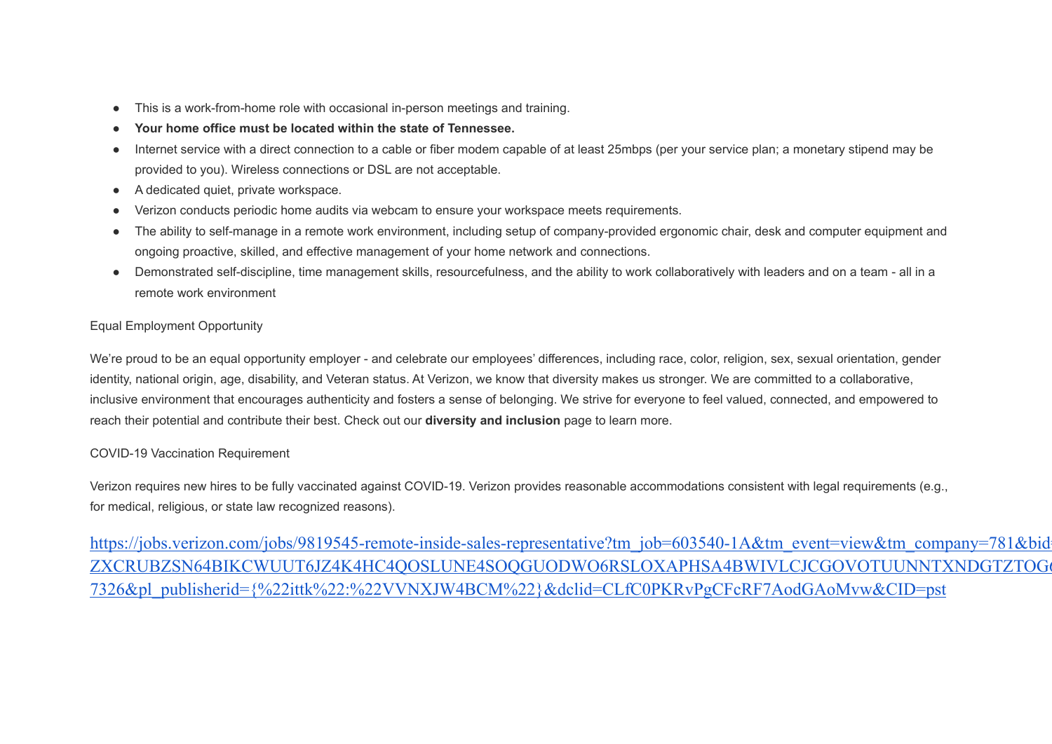- This is a work-from-home role with occasional in-person meetings and training.
- **Your home office must be located within the state of Tennessee.**
- Internet service with a direct connection to a cable or fiber modem capable of at least 25mbps (per your service plan; a monetary stipend may be provided to you). Wireless connections or DSL are not acceptable.
- A dedicated quiet, private workspace.
- Verizon conducts periodic home audits via webcam to ensure your workspace meets requirements.
- The ability to self-manage in a remote work environment, including setup of company-provided ergonomic chair, desk and computer equipment and ongoing proactive, skilled, and effective management of your home network and connections.
- Demonstrated self-discipline, time management skills, resourcefulness, and the ability to work collaboratively with leaders and on a team - all in a remote work environment

Equal Employment Opportunity

We're proud to be an equal opportunity employer - and celebrate our employees' differences, including race, color, religion, sex, sexual orientation, gender identity, national origin, age, disability, and Veteran status. At Verizon, we know that diversity makes us stronger. We are committed to a collaborative, inclusive environment that encourages authenticity and fosters a sense of belonging. We strive for everyone to feel valued, connected, and empowered to reach their potential and contribute their best. Check out our **diversity and inclusion** page to learn more.

COVID-19 Vaccination Requirement

Verizon requires new hires to be fully vaccinated against COVID-19. Verizon provides reasonable accommodations consistent with legal requirements (e.g., for medical, religious, or state law recognized reasons).

https://jobs.verizon.com/jobs/9819545-remote-inside-sales-representative?tm_job=603540-1A&tm_event=view&tm_company=781&bid=ZXCRUBZSN64BIKCWUUT6JZ4K4HC4QOSLUNE4SOQGUODWO6RSLOXAPHSA4BWIVLCJCGOVOTUUNNTXNDGTZTOG 7326&pl_publisherid={%22ittk%22:%22VVNXJW4BCM%22}&dclid=CLfC0PKRvPgCFcRF7AodGAoMvw&CID=pst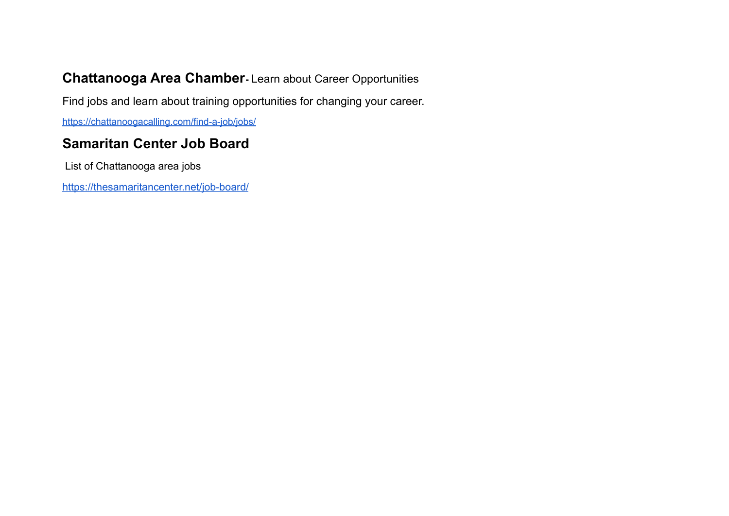**Chattanooga Area Chamber**- Learn about Career Opportunities

Find jobs and learn about training opportunities for changing your career.

https://chattanoogacalling.com/find-a-job/jobs/

**Samaritan Center Job Board**

List of Chattanooga area jobs

https://thesamaritancenter.net/job-board/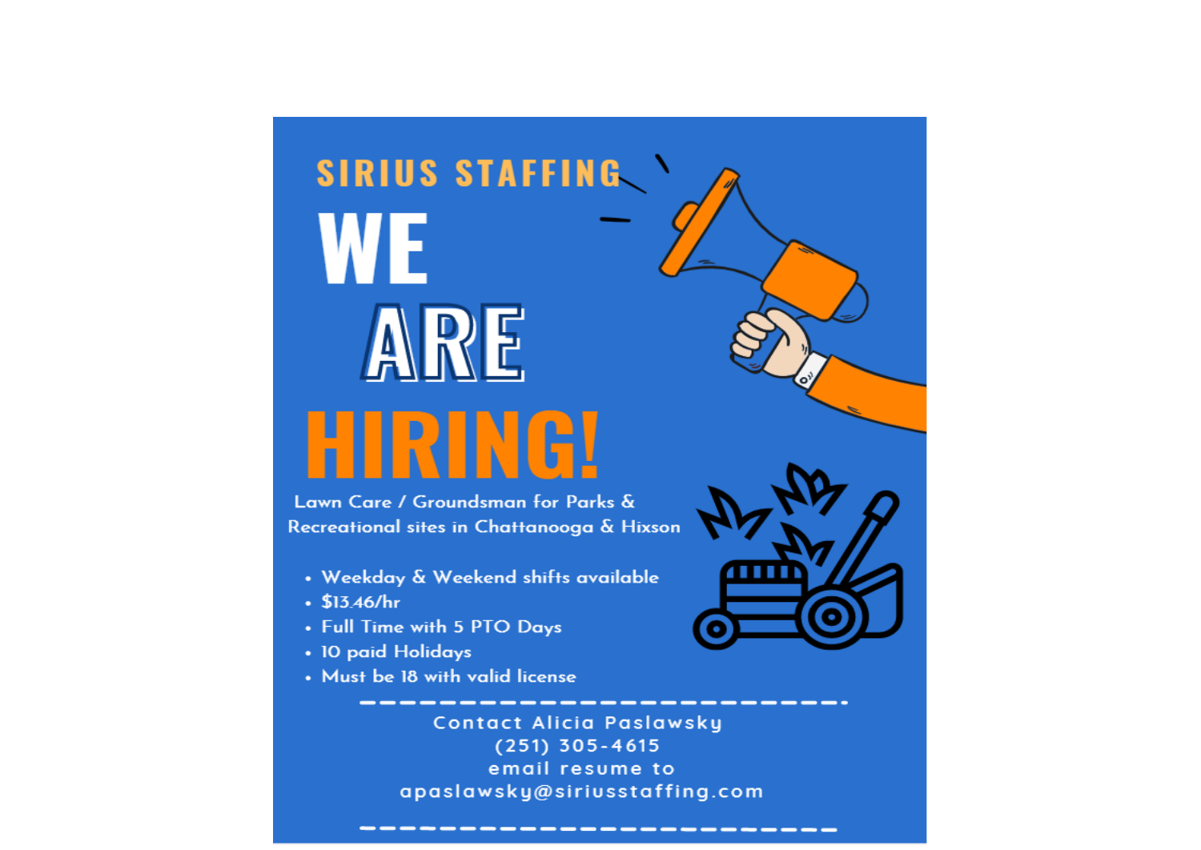SIRIUS STAFFING

# WE ARE HIRING!

Lawn Care / Groundsman for Parks & Recreational sites in Chattanooga & Hixson

- Weekday & Weekend shifts available
- $13.46/hr
- Full Time with 5 PTO Days
- 10 paid Holidays
- Must be 18 with valid license

Contact Alicia Paslawsky
(251) 305-4615
email resume to
apaslawsky@siriusstaffing.com